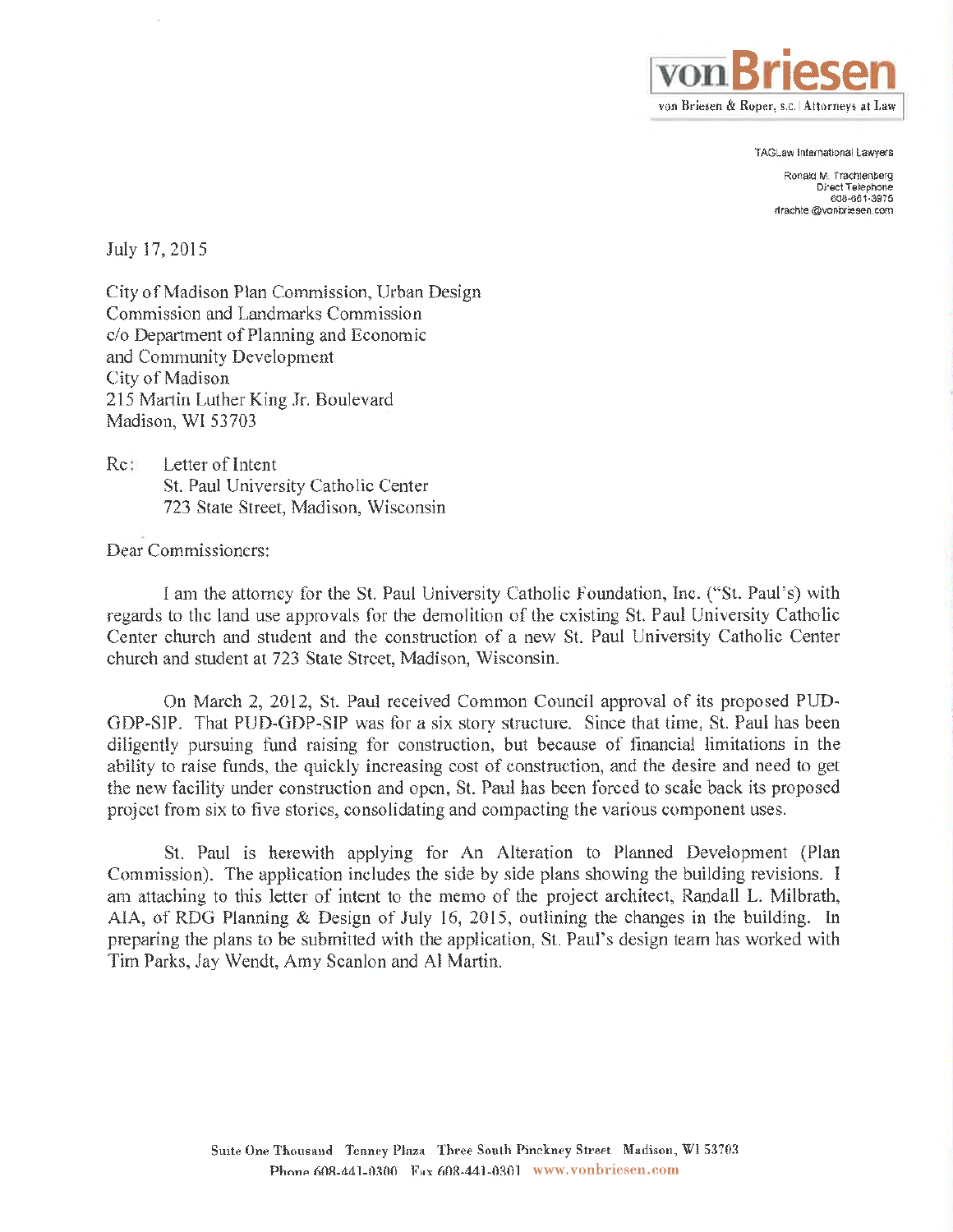**von Briesen**
von Briesen & Roper, s.c. | Attorneys at Law

TAGLaw International Lawyers

Ronald M. Trachtenberg
Direct Telephone
608-661-3975
rtrachte@vonbriesen.com

July 17, 2015

City of Madison Plan Commission, Urban Design
Commission and Landmarks Commission
c/o Department of Planning and Economic
and Community Development
City of Madison
215 Martin Luther King Jr. Boulevard
Madison, WI 53703

Re: Letter of Intent
St. Paul University Catholic Center
723 State Street, Madison, Wisconsin

Dear Commissioners:

I am the attorney for the St. Paul University Catholic Foundation, Inc. ("St. Paul's) with regards to the land use approvals for the demolition of the existing St. Paul University Catholic Center church and student and the construction of a new St. Paul University Catholic Center church and student at 723 State Street, Madison, Wisconsin.

On March 2, 2012, St. Paul received Common Council approval of its proposed PUD-GDP-SIP. That PUD-GDP-SIP was for a six story structure. Since that time, St. Paul has been diligently pursuing fund raising for construction, but because of financial limitations in the ability to raise funds, the quickly increasing cost of construction, and the desire and need to get the new facility under construction and open, St. Paul has been forced to scale back its proposed project from six to five stories, consolidating and compacting the various component uses.

St. Paul is herewith applying for An Alteration to Planned Development (Plan Commission). The application includes the side by side plans showing the building revisions. I am attaching to this letter of intent to the memo of the project architect, Randall L. Milbrath, AIA, of RDG Planning & Design of July 16, 2015, outlining the changes in the building. In preparing the plans to be submitted with the application, St. Paul's design team has worked with Tim Parks, Jay Wendt, Amy Scanlon and Al Martin.

Suite One Thousand Tenney Plaza Three South Pinckney Street Madison, WI 53703
Phone 608-441-0300 Fax 608-441-0301 www.vonbriesen.com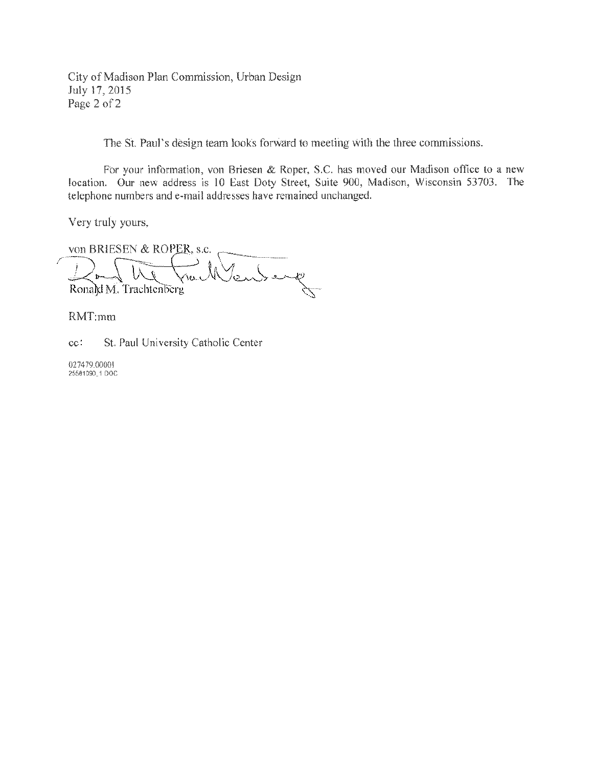The St. Paul's design team looks forward to meeting with the three commissions.

For your information, von Briesen & Roper, S.C. has moved our Madison office to a new location. Our new address is 10 East Doty Street, Suite 900, Madison, Wisconsin 53703. The telephone numbers and e-mail addresses have remained unchanged.

Very truly yours,

von BRIESEN & ROPER, s.c.

Ronald M. Trachtenberg

RMT:mm

cc: St. Paul University Catholic Center

027479.00001
25581090_1.DOC